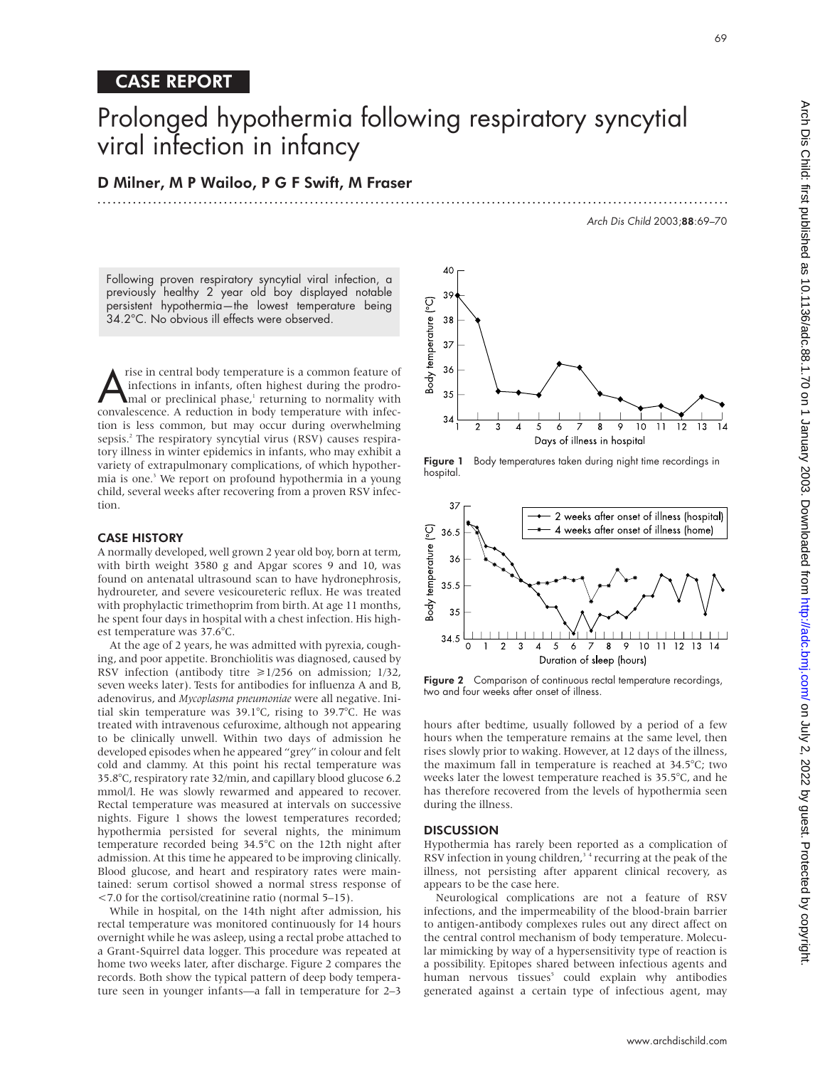CASE REPORT

# Prolonged hypothermia following respiratory syncytial viral infection in infancy

## D Milner, M P Wailoo, P G F Swift, M Fraser

Following proven respiratory syncytial viral infection, a previously healthy 2 year old boy displayed notable persistent hypothermia—the lowest temperature being 34.2°C. No obvious ill effects were observed.

A rise in central body temperature is a common feature of infections in infants, often highest during the prodromal or preclinical phase,[1] returning to normality with convalescence. A reduction in body temperature with infection is less common, but may occur during overwhelming sepsis.[2] The respiratory syncytial virus (RSV) causes respiratory illness in winter epidemics in infants, who may exhibit a variety of extrapulmonary complications, of which hypothermia is one.[3] We report on profound hypothermia in a young child, several weeks after recovering from a proven RSV infection.

### CASE HISTORY

A normally developed, well grown 2 year old boy, born at term, with birth weight 3580 g and Apgar scores 9 and 10, was found on antenatal ultrasound scan to have hydronephrosis, hydroureter, and severe vesicoureteric reflux. He was treated with prophylactic trimethoprim from birth. At age 11 months, he spent four days in hospital with a chest infection. His highest temperature was 37.6°C.

At the age of 2 years, he was admitted with pyrexia, coughing, and poor appetite. Bronchiolitis was diagnosed, caused by RSV infection (antibody titre ≥1/256 on admission; 1/32, seven weeks later). Tests for antibodies for influenza A and B, adenovirus, and *Mycoplasma pneumoniae* were all negative. Initial skin temperature was 39.1°C, rising to 39.7°C. He was treated with intravenous cefuroxime, although not appearing to be clinically unwell. Within two days of admission he developed episodes when he appeared "grey" in colour and felt cold and clammy. At this point his rectal temperature was 35.8°C, respiratory rate 32/min, and capillary blood glucose 6.2 mmol/l. He was slowly rewarmed and appeared to recover. Rectal temperature was measured at intervals on successive nights. Figure 1 shows the lowest temperatures recorded; hypothermia persisted for several nights, the minimum temperature recorded being 34.5°C on the 12th night after admission. At this time he appeared to be improving clinically. Blood glucose, and heart and respiratory rates were maintained: serum cortisol showed a normal stress response of <7.0 for the cortisol/creatinine ratio (normal 5–15).

While in hospital, on the 14th night after admission, his rectal temperature was monitored continuously for 14 hours overnight while he was asleep, using a rectal probe attached to a Grant-Squirrel data logger. This procedure was repeated at home two weeks later, after discharge. Figure 2 compares the records. Both show the typical pattern of deep body temperature seen in younger infants—a fall in temperature for 2–3 hours after bedtime, usually followed by a period of a few hours when the temperature remains at the same level, then rises slowly prior to waking. However, at 12 days of the illness, the maximum fall in temperature is reached at 34.5°C; two weeks later the lowest temperature reached is 35.5°C, and he has therefore recovered from the levels of hypothermia seen during the illness.

Figure 1 Body temperatures taken during night time recordings in hospital.

Figure 2 Comparison of continuous rectal temperature recordings, two and four weeks after onset of illness.

### DISCUSSION

Hypothermia has rarely been reported as a complication of RSV infection in young children,[3,4] recurring at the peak of the illness, not persisting after apparent clinical recovery, as appears to be the case here.

Neurological complications are not a feature of RSV infections, and the impermeability of the blood-brain barrier to antigen-antibody complexes rules out any direct affect on the central control mechanism of body temperature. Molecular mimicking by way of a hypersensitivity type of reaction is a possibility. Epitopes shared between infectious agents and human nervous tissues[5] could explain why antibodies generated against a certain type of infectious agent, may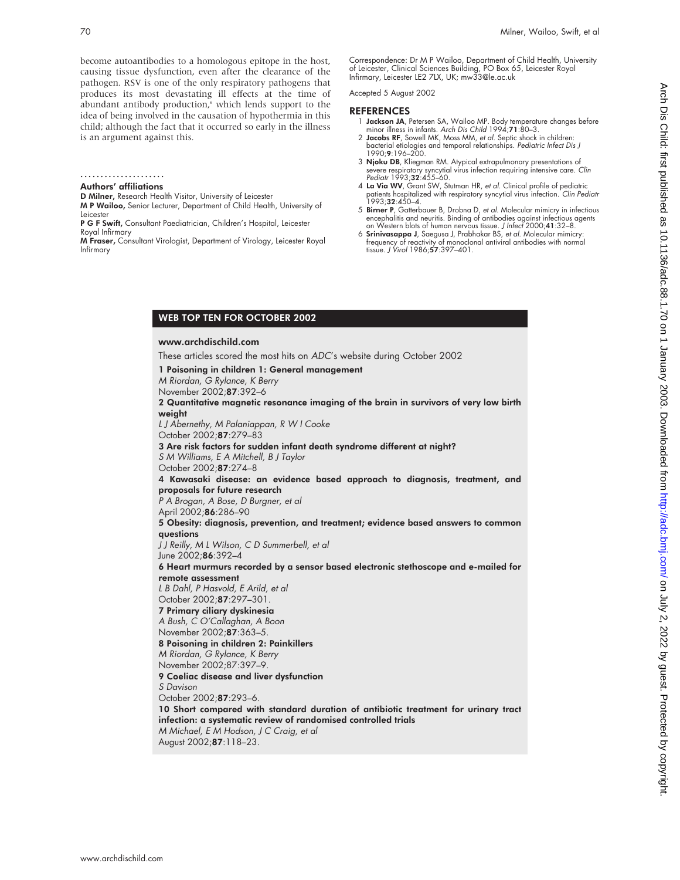become autoantibodies to a homologous epitope in the host, causing tissue dysfunction, even after the clearance of the pathogen. RSV is one of the only respiratory pathogens that produces its most devastating ill effects at the time of abundant antibody production,[6] which lends support to the idea of being involved in the causation of hypothermia in this child; although the fact that it occurred so early in the illness is an argument against this.

.....................

### Authors' affiliations

**D Milner,** Research Health Visitor, University of Leicester
**M P Wailoo,** Senior Lecturer, Department of Child Health, University of Leicester
**P G F Swift,** Consultant Paediatrician, Children's Hospital, Leicester Royal Infirmary
**M Fraser,** Consultant Virologist, Department of Virology, Leicester Royal Infirmary

Correspondence: Dr M P Wailoo, Department of Child Health, University of Leicester, Clinical Sciences Building, PO Box 65, Leicester Royal Infirmary, Leicester LE2 7LX, UK; mw33@le.ac.uk

Accepted 5 August 2002

## REFERENCES

1. **Jackson JA**, Petersen SA, Wailoo MP. Body temperature changes before minor illness in infants. *Arch Dis Child* 1994;**71**:80–3.
2. **Jacobs RF**, Sowell MK, Moss MM, *et al*. Septic shock in children: bacterial etiologies and temporal relationships. *Pediatric Infect Dis J* 1990;**9**:196–200.
3. **Njoku DB**, Kliegman RM. Atypical extrapulmonary presentations of severe respiratory syncytial virus infection requiring intensive care. *Clin Pediatr* 1993;**32**:455–60.
4. **La Via WV**, Grant SW, Stutman HR, *et al*. Clinical profile of pediatric patients hospitalized with respiratory syncytial virus infection. *Clin Pediatr* 1993;**32**:450–4.
5. **Birner P**, Gatterbauer B, Drobna D, *et al*. Molecular mimicry in infectious encephalitis and neuritis. Binding of antibodies against infectious agents on Western blots of human nervous tissue. *J Infect* 2000;**41**:32–8.
6. **Srinivasappa J**, Saegusa J, Prabhakar BS, *et al*. Molecular mimicry: frequency of reactivity of monoclonal antiviral antibodies with normal tissue. *J Virol* 1986;**57**:397–401.

## WEB TOP TEN FOR OCTOBER 2002

**www.archdischild.com**

These articles scored the most hits on *ADC*'s website during October 2002

**1 Poisoning in children 1: General management**
*M Riordan, G Rylance, K Berry*
November 2002;**87**:392–6

**2 Quantitative magnetic resonance imaging of the brain in survivors of very low birth weight**
*L J Abernethy, M Palaniappan, R W I Cooke*
October 2002;**87**:279–83

**3 Are risk factors for sudden infant death syndrome different at night?**
*S M Williams, E A Mitchell, B J Taylor*
October 2002;**87**:274–8

**4 Kawasaki disease: an evidence based approach to diagnosis, treatment, and proposals for future research**
*P A Brogan, A Bose, D Burgner, et al*
April 2002;**86**:286–90

**5 Obesity: diagnosis, prevention, and treatment; evidence based answers to common questions**
*J J Reilly, M L Wilson, C D Summerbell, et al*
June 2002;**86**:392–4

**6 Heart murmurs recorded by a sensor based electronic stethoscope and e-mailed for remote assessment**
*L B Dahl, P Hasvold, E Arild, et al*
October 2002;**87**:297–301.

**7 Primary ciliary dyskinesia**
*A Bush, C O'Callaghan, A Boon*
November 2002;**87**:363–5.

**8 Poisoning in children 2: Painkillers**
*M Riordan, G Rylance, K Berry*
November 2002;87:397–9.

**9 Coeliac disease and liver dysfunction**
*S Davison*
October 2002;**87**:293–6.

**10 Short compared with standard duration of antibiotic treatment for urinary tract infection: a systematic review of randomised controlled trials**
*M Michael, E M Hodson, J C Craig, et al*
August 2002;**87**:118–23.